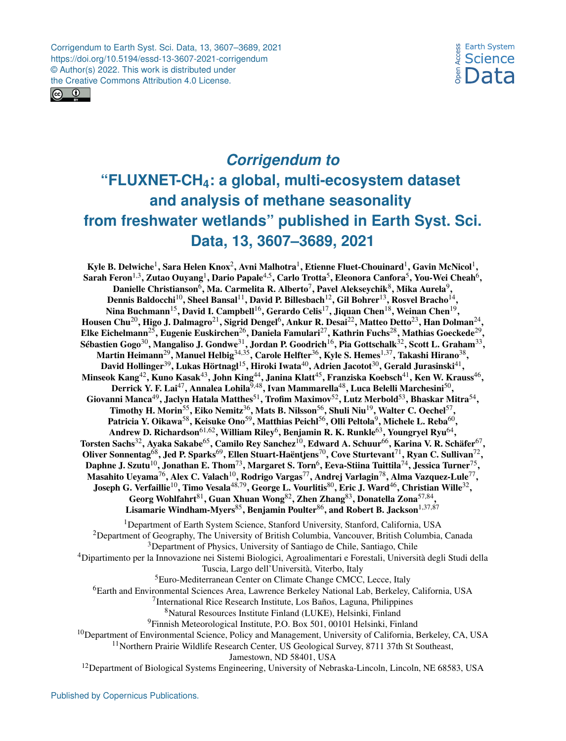Corrigendum to Earth Syst. Sci. Data, 13, 3607–3689, 2021
https://doi.org/10.5194/essd-13-3607-2021-corrigendum
© Author(s) 2022. This work is distributed under
the Creative Commons Attribution 4.0 License.

# *Corrigendum to* "FLUXNET-$CH_4$: a global, multi-ecosystem dataset and analysis of methane seasonality from freshwater wetlands" published in Earth Syst. Sci. Data, 13, 3607–3689, 2021

**Kyle B. Delwiche[1], Sara Helen Knox[2], Avni Malhotra[1], Etienne Fluet-Chouinard[1], Gavin McNicol[1], Sarah Feron[1,3], Zutao Ouyang[1], Dario Papale[4,5], Carlo Trotta[5], Eleonora Canfora[5], You-Wei Cheah[6], Danielle Christianson[6], Ma. Carmelita R. Alberto[7], Pavel Alekseychik[8], Mika Aurela[9], Dennis Baldocchi[10], Sheel Bansal[11], David P. Billesbach[12], Gil Bohrer[13], Rosvel Bracho[14], Nina Buchmann[15], David I. Campbell[16], Gerardo Celis[17], Jiquan Chen[18], Weinan Chen[19], Housen Chu[20], Higo J. Dalmagro[21], Sigrid Dengel[6], Ankur R. Desai[22], Matteo Detto[23], Han Dolman[24], Elke Eichelmann[25], Eugenie Euskirchen[26], Daniela Famulari[27], Kathrin Fuchs[28], Mathias Goeckede[29], Sébastien Gogo[30], Mangaliso J. Gondwe[31], Jordan P. Goodrich[16], Pia Gottschalk[32], Scott L. Graham[33], Martin Heimann[29], Manuel Helbig[34,35], Carole Helfter[36], Kyle S. Hemes[1,37], Takashi Hirano[38], David Hollinger[39], Lukas Hörtnagl[15], Hiroki Iwata[40], Adrien Jacotot[30], Gerald Jurasinski[41], Minseok Kang[42], Kuno Kasak[43], John King[44], Janina Klatt[45], Franziska Koebsch[41], Ken W. Krauss[46], Derrick Y. F. Lai[47], Annalea Lohila[9,48], Ivan Mammarella[48], Luca Belelli Marchesini[50], Giovanni Manca[49], Jaclyn Hatala Matthes[51], Trofim Maximov[52], Lutz Merbold[53], Bhaskar Mitra[54], Timothy H. Morin[55], Eiko Nemitz[36], Mats B. Nilsson[56], Shuli Niu[19], Walter C. Oechel[57], Patricia Y. Oikawa[58], Keisuke Ono[59], Matthias Peichl[56], Olli Peltola[9], Michele L. Reba[60], Andrew D. Richardson[61,62], William Riley[6], Benjamin R. K. Runkle[63], Youngryel Ryu[64], Torsten Sachs[32], Ayaka Sakabe[65], Camilo Rey Sanchez[10], Edward A. Schuur[66], Karina V. R. Schäfer[67], Oliver Sonnentag[68], Jed P. Sparks[69], Ellen Stuart-Haëntjens[70], Cove Sturtevant[71], Ryan C. Sullivan[72], Daphne J. Szutu[10], Jonathan E. Thom[73], Margaret S. Torn[6], Eeva-Stiina Tuittila[74], Jessica Turner[75], Masahito Ueyama[76], Alex C. Valach[10], Rodrigo Vargas[77], Andrej Varlagin[78], Alma Vazquez-Lule[77], Joseph G. Verfaillie[10], Timo Vesala[48,79], George L. Vourlitis[80], Eric J. Ward[46], Christian Wille[32], Georg Wohlfahrt[81], Guan Xhuan Wong[82], Zhen Zhang[83], Donatella Zona[57,84], Lisamarie Windham-Myers[85], Benjamin Poulter[86], and Robert B. Jackson[1,37,87]**

[1]Department of Earth System Science, Stanford University, Stanford, California, USA
[2]Department of Geography, The University of British Columbia, Vancouver, British Columbia, Canada
[3]Department of Physics, University of Santiago de Chile, Santiago, Chile
[4]Dipartimento per la Innovazione nei Sistemi Biologici, Agroalimentari e Forestali, Università degli Studi della Tuscia, Largo dell'Università, Viterbo, Italy
[5]Euro-Mediterranean Center on Climate Change CMCC, Lecce, Italy
[6]Earth and Environmental Sciences Area, Lawrence Berkeley National Lab, Berkeley, California, USA
[7]International Rice Research Institute, Los Baños, Laguna, Philippines
[8]Natural Resources Institute Finland (LUKE), Helsinki, Finland
[9]Finnish Meteorological Institute, P.O. Box 501, 00101 Helsinki, Finland
[10]Department of Environmental Science, Policy and Management, University of California, Berkeley, CA, USA
[11]Northern Prairie Wildlife Research Center, US Geological Survey, 8711 37th St Southeast, Jamestown, ND 58401, USA
[12]Department of Biological Systems Engineering, University of Nebraska-Lincoln, Lincoln, NE 68583, USA

Published by Copernicus Publications.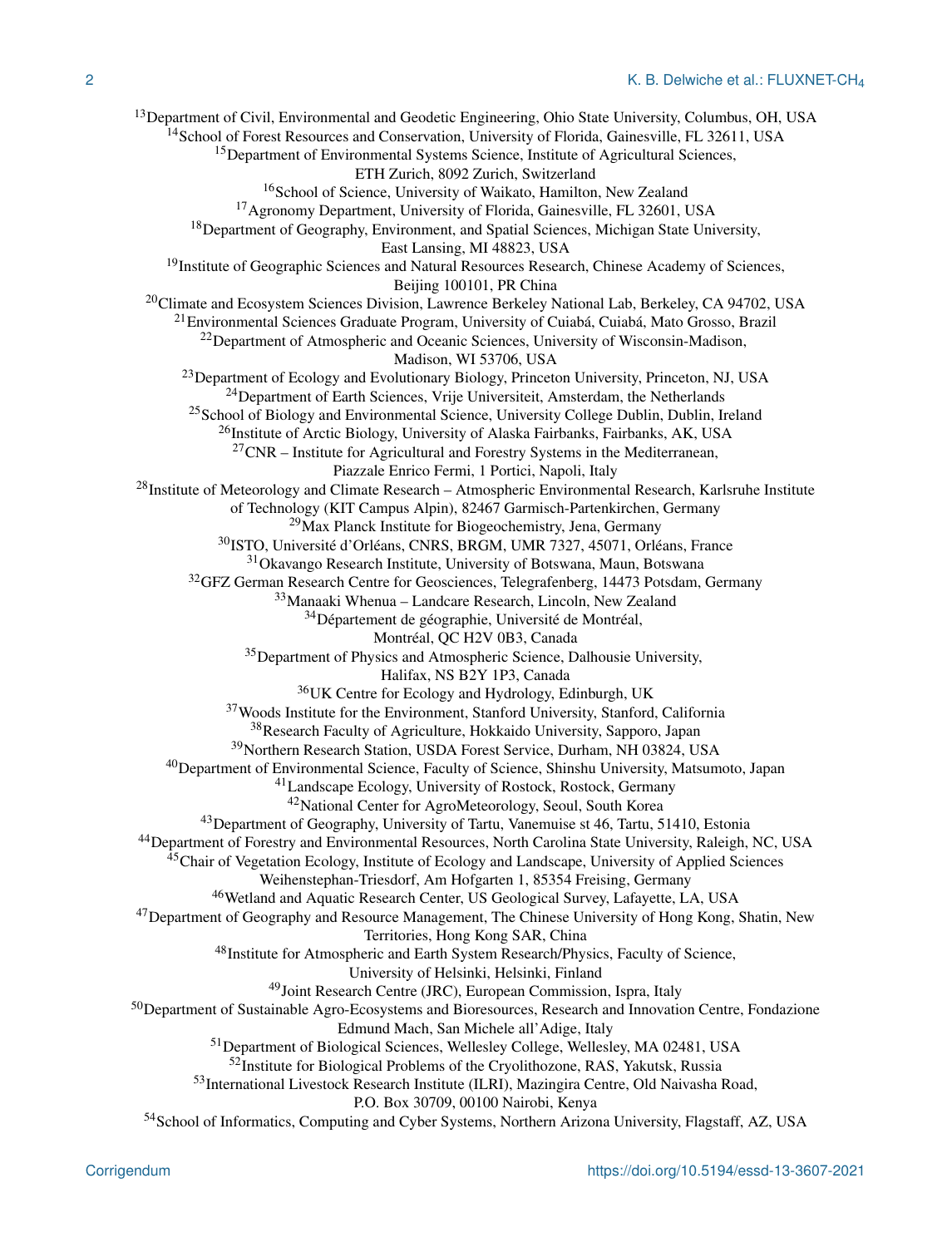[13]Department of Civil, Environmental and Geodetic Engineering, Ohio State University, Columbus, OH, USA
[14]School of Forest Resources and Conservation, University of Florida, Gainesville, FL 32611, USA
[15]Department of Environmental Systems Science, Institute of Agricultural Sciences, ETH Zurich, 8092 Zurich, Switzerland
[16]School of Science, University of Waikato, Hamilton, New Zealand
[17]Agronomy Department, University of Florida, Gainesville, FL 32601, USA
[18]Department of Geography, Environment, and Spatial Sciences, Michigan State University, East Lansing, MI 48823, USA
[19]Institute of Geographic Sciences and Natural Resources Research, Chinese Academy of Sciences, Beijing 100101, PR China
[20]Climate and Ecosystem Sciences Division, Lawrence Berkeley National Lab, Berkeley, CA 94702, USA
[21]Environmental Sciences Graduate Program, University of Cuiabá, Cuiabá, Mato Grosso, Brazil
[22]Department of Atmospheric and Oceanic Sciences, University of Wisconsin-Madison, Madison, WI 53706, USA
[23]Department of Ecology and Evolutionary Biology, Princeton University, Princeton, NJ, USA
[24]Department of Earth Sciences, Vrije Universiteit, Amsterdam, the Netherlands
[25]School of Biology and Environmental Science, University College Dublin, Dublin, Ireland
[26]Institute of Arctic Biology, University of Alaska Fairbanks, Fairbanks, AK, USA
[27]CNR – Institute for Agricultural and Forestry Systems in the Mediterranean, Piazzale Enrico Fermi, 1 Portici, Napoli, Italy
[28]Institute of Meteorology and Climate Research – Atmospheric Environmental Research, Karlsruhe Institute of Technology (KIT Campus Alpin), 82467 Garmisch-Partenkirchen, Germany
[29]Max Planck Institute for Biogeochemistry, Jena, Germany
[30]ISTO, Université d'Orléans, CNRS, BRGM, UMR 7327, 45071, Orléans, France
[31]Okavango Research Institute, University of Botswana, Maun, Botswana
[32]GFZ German Research Centre for Geosciences, Telegrafenberg, 14473 Potsdam, Germany
[33]Manaaki Whenua – Landcare Research, Lincoln, New Zealand
[34]Département de géographie, Université de Montréal, Montréal, QC H2V 0B3, Canada
[35]Department of Physics and Atmospheric Science, Dalhousie University, Halifax, NS B2Y 1P3, Canada
[36]UK Centre for Ecology and Hydrology, Edinburgh, UK
[37]Woods Institute for the Environment, Stanford University, Stanford, California
[38]Research Faculty of Agriculture, Hokkaido University, Sapporo, Japan
[39]Northern Research Station, USDA Forest Service, Durham, NH 03824, USA
[40]Department of Environmental Science, Faculty of Science, Shinshu University, Matsumoto, Japan
[41]Landscape Ecology, University of Rostock, Rostock, Germany
[42]National Center for AgroMeteorology, Seoul, South Korea
[43]Department of Geography, University of Tartu, Vanemuise st 46, Tartu, 51410, Estonia
[44]Department of Forestry and Environmental Resources, North Carolina State University, Raleigh, NC, USA
[45]Chair of Vegetation Ecology, Institute of Ecology and Landscape, University of Applied Sciences Weihenstephan-Triesdorf, Am Hofgarten 1, 85354 Freising, Germany
[46]Wetland and Aquatic Research Center, US Geological Survey, Lafayette, LA, USA
[47]Department of Geography and Resource Management, The Chinese University of Hong Kong, Shatin, New Territories, Hong Kong SAR, China
[48]Institute for Atmospheric and Earth System Research/Physics, Faculty of Science, University of Helsinki, Helsinki, Finland
[49]Joint Research Centre (JRC), European Commission, Ispra, Italy
[50]Department of Sustainable Agro-Ecosystems and Bioresources, Research and Innovation Centre, Fondazione Edmund Mach, San Michele all'Adige, Italy
[51]Department of Biological Sciences, Wellesley College, Wellesley, MA 02481, USA
[52]Institute for Biological Problems of the Cryolithozone, RAS, Yakutsk, Russia
[53]International Livestock Research Institute (ILRI), Mazingira Centre, Old Naivasha Road, P.O. Box 30709, 00100 Nairobi, Kenya
[54]School of Informatics, Computing and Cyber Systems, Northern Arizona University, Flagstaff, AZ, USA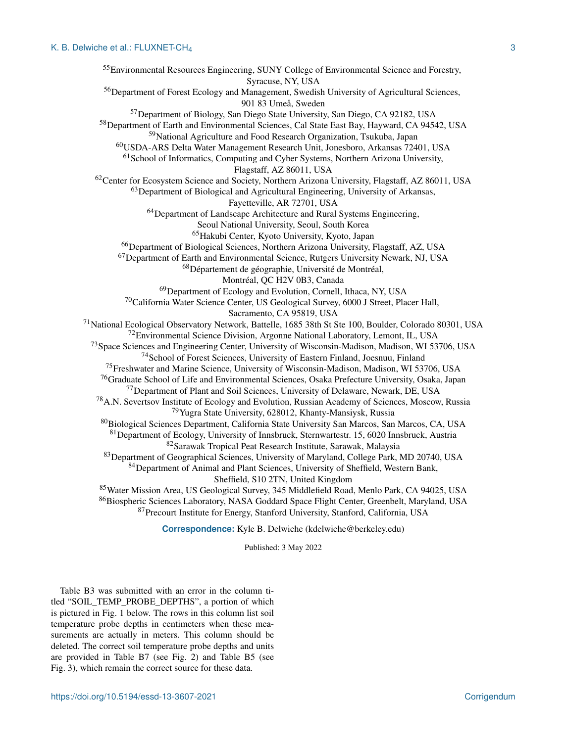[55]Environmental Resources Engineering, SUNY College of Environmental Science and Forestry, Syracuse, NY, USA
[56]Department of Forest Ecology and Management, Swedish University of Agricultural Sciences, 901 83 Umeå, Sweden
[57]Department of Biology, San Diego State University, San Diego, CA 92182, USA
[58]Department of Earth and Environmental Sciences, Cal State East Bay, Hayward, CA 94542, USA
[59]National Agriculture and Food Research Organization, Tsukuba, Japan
[60]USDA-ARS Delta Water Management Research Unit, Jonesboro, Arkansas 72401, USA
[61]School of Informatics, Computing and Cyber Systems, Northern Arizona University, Flagstaff, AZ 86011, USA
[62]Center for Ecosystem Science and Society, Northern Arizona University, Flagstaff, AZ 86011, USA
[63]Department of Biological and Agricultural Engineering, University of Arkansas, Fayetteville, AR 72701, USA
[64]Department of Landscape Architecture and Rural Systems Engineering, Seoul National University, Seoul, South Korea
[65]Hakubi Center, Kyoto University, Kyoto, Japan
[66]Department of Biological Sciences, Northern Arizona University, Flagstaff, AZ, USA
[67]Department of Earth and Environmental Science, Rutgers University Newark, NJ, USA
[68]Département de géographie, Université de Montréal, Montréal, QC H2V 0B3, Canada
[69]Department of Ecology and Evolution, Cornell, Ithaca, NY, USA
[70]California Water Science Center, US Geological Survey, 6000 J Street, Placer Hall, Sacramento, CA 95819, USA
[71]National Ecological Observatory Network, Battelle, 1685 38th St Ste 100, Boulder, Colorado 80301, USA
[72]Environmental Science Division, Argonne National Laboratory, Lemont, IL, USA
[73]Space Sciences and Engineering Center, University of Wisconsin-Madison, Madison, WI 53706, USA
[74]School of Forest Sciences, University of Eastern Finland, Joesnuu, Finland
[75]Freshwater and Marine Science, University of Wisconsin-Madison, Madison, WI 53706, USA
[76]Graduate School of Life and Environmental Sciences, Osaka Prefecture University, Osaka, Japan
[77]Department of Plant and Soil Sciences, University of Delaware, Newark, DE, USA
[78]A.N. Severtsov Institute of Ecology and Evolution, Russian Academy of Sciences, Moscow, Russia
[79]Yugra State University, 628012, Khanty-Mansiysk, Russia
[80]Biological Sciences Department, California State University San Marcos, San Marcos, CA, USA
[81]Department of Ecology, University of Innsbruck, Sternwartestr. 15, 6020 Innsbruck, Austria
[82]Sarawak Tropical Peat Research Institute, Sarawak, Malaysia
[83]Department of Geographical Sciences, University of Maryland, College Park, MD 20740, USA
[84]Department of Animal and Plant Sciences, University of Sheffield, Western Bank, Sheffield, S10 2TN, United Kingdom
[85]Water Mission Area, US Geological Survey, 345 Middlefield Road, Menlo Park, CA 94025, USA
[86]Biospheric Sciences Laboratory, NASA Goddard Space Flight Center, Greenbelt, Maryland, USA
[87]Precourt Institute for Energy, Stanford University, Stanford, California, USA

**Correspondence:** Kyle B. Delwiche (kdelwiche@berkeley.edu)

Published: 3 May 2022

Table B3 was submitted with an error in the column titled "SOIL_TEMP_PROBE_DEPTHS", a portion of which is pictured in Fig. 1 below. The rows in this column list soil temperature probe depths in centimeters when these measurements are actually in meters. This column should be deleted. The correct soil temperature probe depths and units are provided in Table B7 (see Fig. 2) and Table B5 (see Fig. 3), which remain the correct source for these data.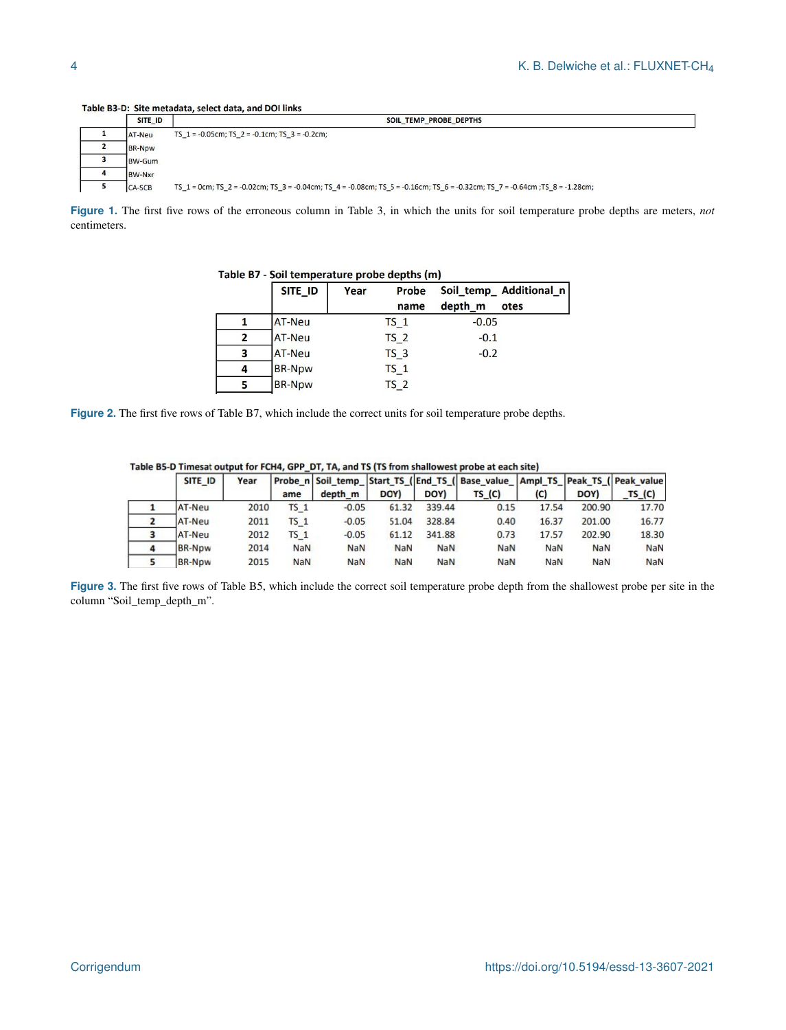**Table B3-D: Site metadata, select data, and DOI links**

| | SITE_ID | SOIL_TEMP_PROBE_DEPTHS |
|---|---|---|
| 1 | AT-Neu | TS_1 = -0.05cm; TS_2 = -0.1cm; TS_3 = -0.2cm; |
| 2 | BR-Npw | |
| 3 | BW-Gum | |
| 4 | BW-Nxr | |
| 5 | CA-SCB | TS_1 = 0cm; TS_2 = -0.02cm; TS_3 = -0.04cm; TS_4 = -0.08cm; TS_5 = -0.16cm; TS_6 = -0.32cm; TS_7 = -0.64cm ;TS_8 = -1.28cm; |

**Figure 1.** The first five rows of the erroneous column in Table 3, in which the units for soil temperature probe depths are meters, *not* centimeters.

**Table B7 - Soil temperature probe depths (m)**

| | SITE_ID | Year | Probe name | Soil_temp_depth_m | Additional_notes |
|---|---|---|---|---|---|
| 1 | AT-Neu | | TS_1 | -0.05 | |
| 2 | AT-Neu | | TS_2 | -0.1 | |
| 3 | AT-Neu | | TS_3 | -0.2 | |
| 4 | BR-Npw | | TS_1 | | |
| 5 | BR-Npw | | TS_2 | | |

**Figure 2.** The first five rows of Table B7, which include the correct units for soil temperature probe depths.

**Table B5-D Timesat output for FCH4, GPP_DT, TA, and TS (TS from shallowest probe at each site)**

| | SITE_ID | Year | Probe_name | Soil_temp_depth_m | Start_TS_(DOY) | End_TS_(DOY) | Base_value_TS_(C) | Ampl_TS_(C) | Peak_TS_(DOY) | Peak_value_TS_(C) |
|---|---|---|---|---|---|---|---|---|---|---|
| 1 | AT-Neu | 2010 | TS_1 | -0.05 | 61.32 | 339.44 | 0.15 | 17.54 | 200.90 | 17.70 |
| 2 | AT-Neu | 2011 | TS_1 | -0.05 | 51.04 | 328.84 | 0.40 | 16.37 | 201.00 | 16.77 |
| 3 | AT-Neu | 2012 | TS_1 | -0.05 | 61.12 | 341.88 | 0.73 | 17.57 | 202.90 | 18.30 |
| 4 | BR-Npw | 2014 | NaN | NaN | NaN | NaN | NaN | NaN | NaN | NaN |
| 5 | BR-Npw | 2015 | NaN | NaN | NaN | NaN | NaN | NaN | NaN | NaN |

**Figure 3.** The first five rows of Table B5, which include the correct soil temperature probe depth from the shallowest probe per site in the column "Soil_temp_depth_m".